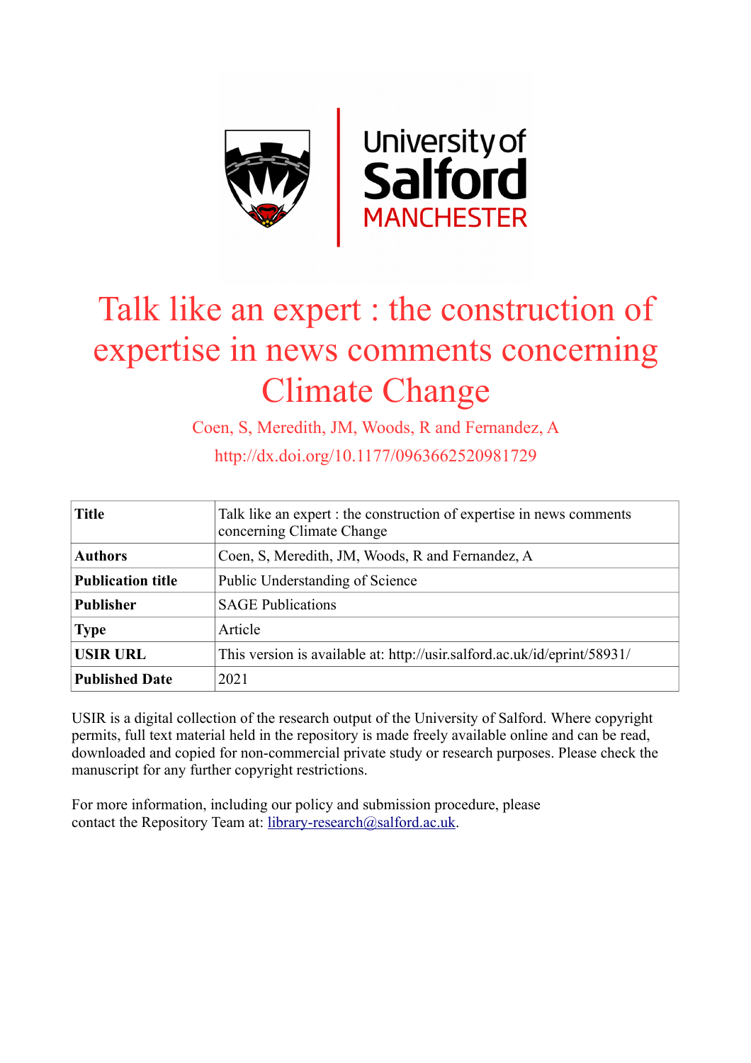# Talk like an expert : the construction of expertise in news comments concerning Climate Change

Coen, S, Meredith, JM, Woods, R and Fernandez, A

http://dx.doi.org/10.1177/0963662520981729

| **Title** | Talk like an expert : the construction of expertise in news comments concerning Climate Change |
|---|---|
| **Authors** | Coen, S, Meredith, JM, Woods, R and Fernandez, A |
| **Publication title** | Public Understanding of Science |
| **Publisher** | SAGE Publications |
| **Type** | Article |
| **USIR URL** | This version is available at: http://usir.salford.ac.uk/id/eprint/58931/ |
| **Published Date** | 2021 |

USIR is a digital collection of the research output of the University of Salford. Where copyright permits, full text material held in the repository is made freely available online and can be read, downloaded and copied for non-commercial private study or research purposes. Please check the manuscript for any further copyright restrictions.

For more information, including our policy and submission procedure, please contact the Repository Team at: library-research@salford.ac.uk.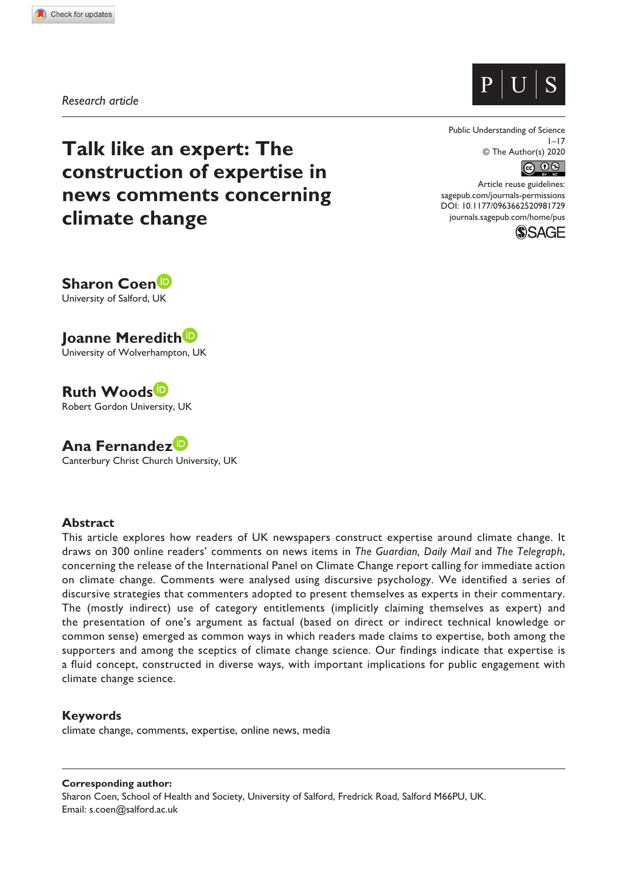Research article

# Talk like an expert: The construction of expertise in news comments concerning climate change

**Sharon Coen**
University of Salford, UK

**Joanne Meredith**
University of Wolverhampton, UK

**Ruth Woods**
Robert Gordon University, UK

**Ana Fernandez**
Canterbury Christ Church University, UK

Public Understanding of Science
1–17
© The Author(s) 2020
Article reuse guidelines:
sagepub.com/journals-permissions
DOI: 10.1177/0963662520981729
journals.sagepub.com/home/pus

## Abstract

This article explores how readers of UK newspapers construct expertise around climate change. It draws on 300 online readers' comments on news items in *The Guardian, Daily Mail* and *The Telegraph*, concerning the release of the International Panel on Climate Change report calling for immediate action on climate change. Comments were analysed using discursive psychology. We identified a series of discursive strategies that commenters adopted to present themselves as experts in their commentary. The (mostly indirect) use of category entitlements (implicitly claiming themselves as expert) and the presentation of one's argument as factual (based on direct or indirect technical knowledge or common sense) emerged as common ways in which readers made claims to expertise, both among the supporters and among the sceptics of climate change science. Our findings indicate that expertise is a fluid concept, constructed in diverse ways, with important implications for public engagement with climate change science.

## Keywords

climate change, comments, expertise, online news, media

---

**Corresponding author:**
Sharon Coen, School of Health and Society, University of Salford, Fredrick Road, Salford M66PU, UK.
Email: s.coen@salford.ac.uk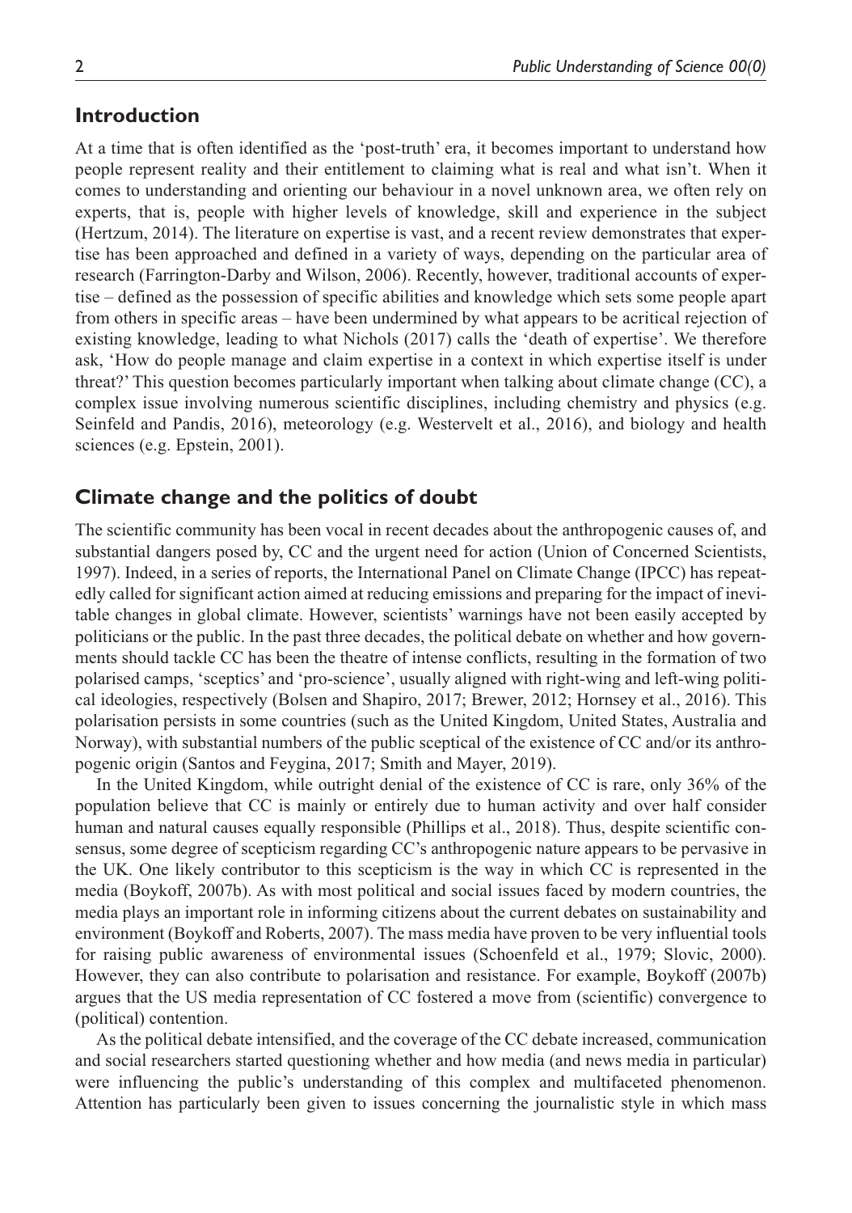## Introduction

At a time that is often identified as the 'post-truth' era, it becomes important to understand how people represent reality and their entitlement to claiming what is real and what isn't. When it comes to understanding and orienting our behaviour in a novel unknown area, we often rely on experts, that is, people with higher levels of knowledge, skill and experience in the subject (Hertzum, 2014). The literature on expertise is vast, and a recent review demonstrates that expertise has been approached and defined in a variety of ways, depending on the particular area of research (Farrington-Darby and Wilson, 2006). Recently, however, traditional accounts of expertise – defined as the possession of specific abilities and knowledge which sets some people apart from others in specific areas – have been undermined by what appears to be acritical rejection of existing knowledge, leading to what Nichols (2017) calls the 'death of expertise'. We therefore ask, 'How do people manage and claim expertise in a context in which expertise itself is under threat?' This question becomes particularly important when talking about climate change (CC), a complex issue involving numerous scientific disciplines, including chemistry and physics (e.g. Seinfeld and Pandis, 2016), meteorology (e.g. Westervelt et al., 2016), and biology and health sciences (e.g. Epstein, 2001).

## Climate change and the politics of doubt

The scientific community has been vocal in recent decades about the anthropogenic causes of, and substantial dangers posed by, CC and the urgent need for action (Union of Concerned Scientists, 1997). Indeed, in a series of reports, the International Panel on Climate Change (IPCC) has repeatedly called for significant action aimed at reducing emissions and preparing for the impact of inevitable changes in global climate. However, scientists' warnings have not been easily accepted by politicians or the public. In the past three decades, the political debate on whether and how governments should tackle CC has been the theatre of intense conflicts, resulting in the formation of two polarised camps, 'sceptics' and 'pro-science', usually aligned with right-wing and left-wing political ideologies, respectively (Bolsen and Shapiro, 2017; Brewer, 2012; Hornsey et al., 2016). This polarisation persists in some countries (such as the United Kingdom, United States, Australia and Norway), with substantial numbers of the public sceptical of the existence of CC and/or its anthropogenic origin (Santos and Feygina, 2017; Smith and Mayer, 2019).

In the United Kingdom, while outright denial of the existence of CC is rare, only 36% of the population believe that CC is mainly or entirely due to human activity and over half consider human and natural causes equally responsible (Phillips et al., 2018). Thus, despite scientific consensus, some degree of scepticism regarding CC's anthropogenic nature appears to be pervasive in the UK. One likely contributor to this scepticism is the way in which CC is represented in the media (Boykoff, 2007b). As with most political and social issues faced by modern countries, the media plays an important role in informing citizens about the current debates on sustainability and environment (Boykoff and Roberts, 2007). The mass media have proven to be very influential tools for raising public awareness of environmental issues (Schoenfeld et al., 1979; Slovic, 2000). However, they can also contribute to polarisation and resistance. For example, Boykoff (2007b) argues that the US media representation of CC fostered a move from (scientific) convergence to (political) contention.

As the political debate intensified, and the coverage of the CC debate increased, communication and social researchers started questioning whether and how media (and news media in particular) were influencing the public's understanding of this complex and multifaceted phenomenon. Attention has particularly been given to issues concerning the journalistic style in which mass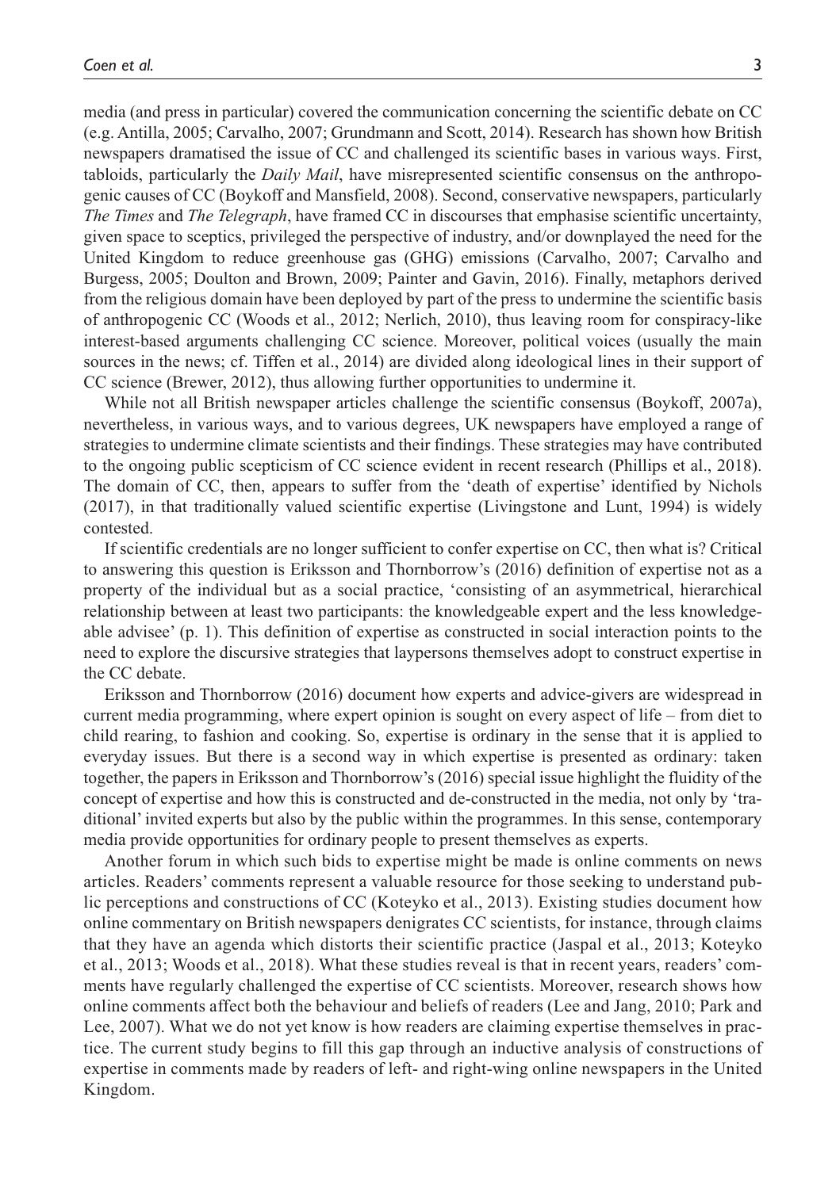media (and press in particular) covered the communication concerning the scientific debate on CC (e.g. Antilla, 2005; Carvalho, 2007; Grundmann and Scott, 2014). Research has shown how British newspapers dramatised the issue of CC and challenged its scientific bases in various ways. First, tabloids, particularly the *Daily Mail*, have misrepresented scientific consensus on the anthropogenic causes of CC (Boykoff and Mansfield, 2008). Second, conservative newspapers, particularly *The Times* and *The Telegraph*, have framed CC in discourses that emphasise scientific uncertainty, given space to sceptics, privileged the perspective of industry, and/or downplayed the need for the United Kingdom to reduce greenhouse gas (GHG) emissions (Carvalho, 2007; Carvalho and Burgess, 2005; Doulton and Brown, 2009; Painter and Gavin, 2016). Finally, metaphors derived from the religious domain have been deployed by part of the press to undermine the scientific basis of anthropogenic CC (Woods et al., 2012; Nerlich, 2010), thus leaving room for conspiracy-like interest-based arguments challenging CC science. Moreover, political voices (usually the main sources in the news; cf. Tiffen et al., 2014) are divided along ideological lines in their support of CC science (Brewer, 2012), thus allowing further opportunities to undermine it.

While not all British newspaper articles challenge the scientific consensus (Boykoff, 2007a), nevertheless, in various ways, and to various degrees, UK newspapers have employed a range of strategies to undermine climate scientists and their findings. These strategies may have contributed to the ongoing public scepticism of CC science evident in recent research (Phillips et al., 2018). The domain of CC, then, appears to suffer from the 'death of expertise' identified by Nichols (2017), in that traditionally valued scientific expertise (Livingstone and Lunt, 1994) is widely contested.

If scientific credentials are no longer sufficient to confer expertise on CC, then what is? Critical to answering this question is Eriksson and Thornborrow's (2016) definition of expertise not as a property of the individual but as a social practice, 'consisting of an asymmetrical, hierarchical relationship between at least two participants: the knowledgeable expert and the less knowledgeable advisee' (p. 1). This definition of expertise as constructed in social interaction points to the need to explore the discursive strategies that laypersons themselves adopt to construct expertise in the CC debate.

Eriksson and Thornborrow (2016) document how experts and advice-givers are widespread in current media programming, where expert opinion is sought on every aspect of life – from diet to child rearing, to fashion and cooking. So, expertise is ordinary in the sense that it is applied to everyday issues. But there is a second way in which expertise is presented as ordinary: taken together, the papers in Eriksson and Thornborrow's (2016) special issue highlight the fluidity of the concept of expertise and how this is constructed and de-constructed in the media, not only by 'traditional' invited experts but also by the public within the programmes. In this sense, contemporary media provide opportunities for ordinary people to present themselves as experts.

Another forum in which such bids to expertise might be made is online comments on news articles. Readers' comments represent a valuable resource for those seeking to understand public perceptions and constructions of CC (Koteyko et al., 2013). Existing studies document how online commentary on British newspapers denigrates CC scientists, for instance, through claims that they have an agenda which distorts their scientific practice (Jaspal et al., 2013; Koteyko et al., 2013; Woods et al., 2018). What these studies reveal is that in recent years, readers' comments have regularly challenged the expertise of CC scientists. Moreover, research shows how online comments affect both the behaviour and beliefs of readers (Lee and Jang, 2010; Park and Lee, 2007). What we do not yet know is how readers are claiming expertise themselves in practice. The current study begins to fill this gap through an inductive analysis of constructions of expertise in comments made by readers of left- and right-wing online newspapers in the United Kingdom.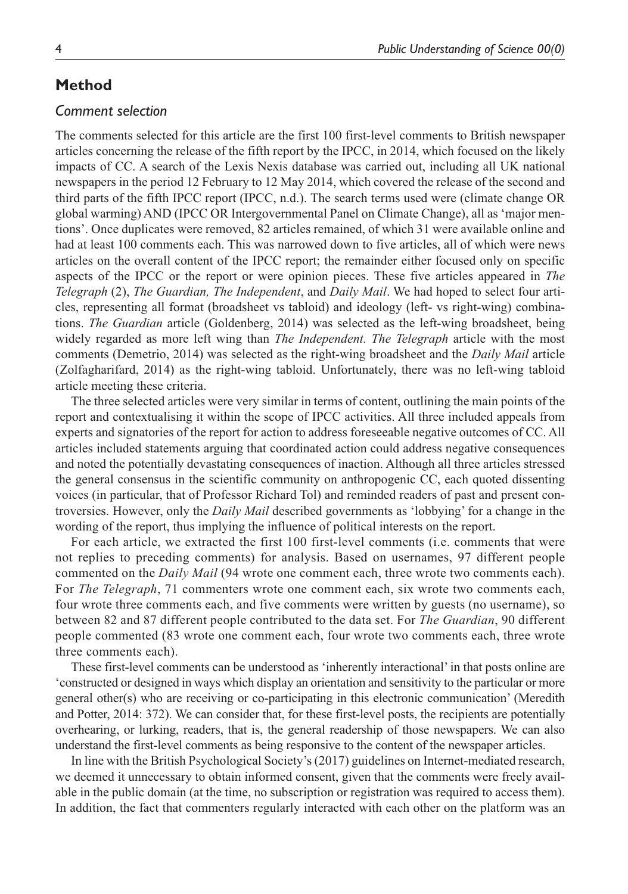## Method

### *Comment selection*

The comments selected for this article are the first 100 first-level comments to British newspaper articles concerning the release of the fifth report by the IPCC, in 2014, which focused on the likely impacts of CC. A search of the Lexis Nexis database was carried out, including all UK national newspapers in the period 12 February to 12 May 2014, which covered the release of the second and third parts of the fifth IPCC report (IPCC, n.d.). The search terms used were (climate change OR global warming) AND (IPCC OR Intergovernmental Panel on Climate Change), all as 'major mentions'. Once duplicates were removed, 82 articles remained, of which 31 were available online and had at least 100 comments each. This was narrowed down to five articles, all of which were news articles on the overall content of the IPCC report; the remainder either focused only on specific aspects of the IPCC or the report or were opinion pieces. These five articles appeared in *The Telegraph* (2), *The Guardian, The Independent*, and *Daily Mail*. We had hoped to select four articles, representing all format (broadsheet vs tabloid) and ideology (left- vs right-wing) combinations. *The Guardian* article (Goldenberg, 2014) was selected as the left-wing broadsheet, being widely regarded as more left wing than *The Independent. The Telegraph* article with the most comments (Demetrio, 2014) was selected as the right-wing broadsheet and the *Daily Mail* article (Zolfagharifard, 2014) as the right-wing tabloid. Unfortunately, there was no left-wing tabloid article meeting these criteria.

The three selected articles were very similar in terms of content, outlining the main points of the report and contextualising it within the scope of IPCC activities. All three included appeals from experts and signatories of the report for action to address foreseeable negative outcomes of CC. All articles included statements arguing that coordinated action could address negative consequences and noted the potentially devastating consequences of inaction. Although all three articles stressed the general consensus in the scientific community on anthropogenic CC, each quoted dissenting voices (in particular, that of Professor Richard Tol) and reminded readers of past and present controversies. However, only the *Daily Mail* described governments as 'lobbying' for a change in the wording of the report, thus implying the influence of political interests on the report.

For each article, we extracted the first 100 first-level comments (i.e. comments that were not replies to preceding comments) for analysis. Based on usernames, 97 different people commented on the *Daily Mail* (94 wrote one comment each, three wrote two comments each). For *The Telegraph*, 71 commenters wrote one comment each, six wrote two comments each, four wrote three comments each, and five comments were written by guests (no username), so between 82 and 87 different people contributed to the data set. For *The Guardian*, 90 different people commented (83 wrote one comment each, four wrote two comments each, three wrote three comments each).

These first-level comments can be understood as 'inherently interactional' in that posts online are 'constructed or designed in ways which display an orientation and sensitivity to the particular or more general other(s) who are receiving or co-participating in this electronic communication' (Meredith and Potter, 2014: 372). We can consider that, for these first-level posts, the recipients are potentially overhearing, or lurking, readers, that is, the general readership of those newspapers. We can also understand the first-level comments as being responsive to the content of the newspaper articles.

In line with the British Psychological Society's (2017) guidelines on Internet-mediated research, we deemed it unnecessary to obtain informed consent, given that the comments were freely available in the public domain (at the time, no subscription or registration was required to access them). In addition, the fact that commenters regularly interacted with each other on the platform was an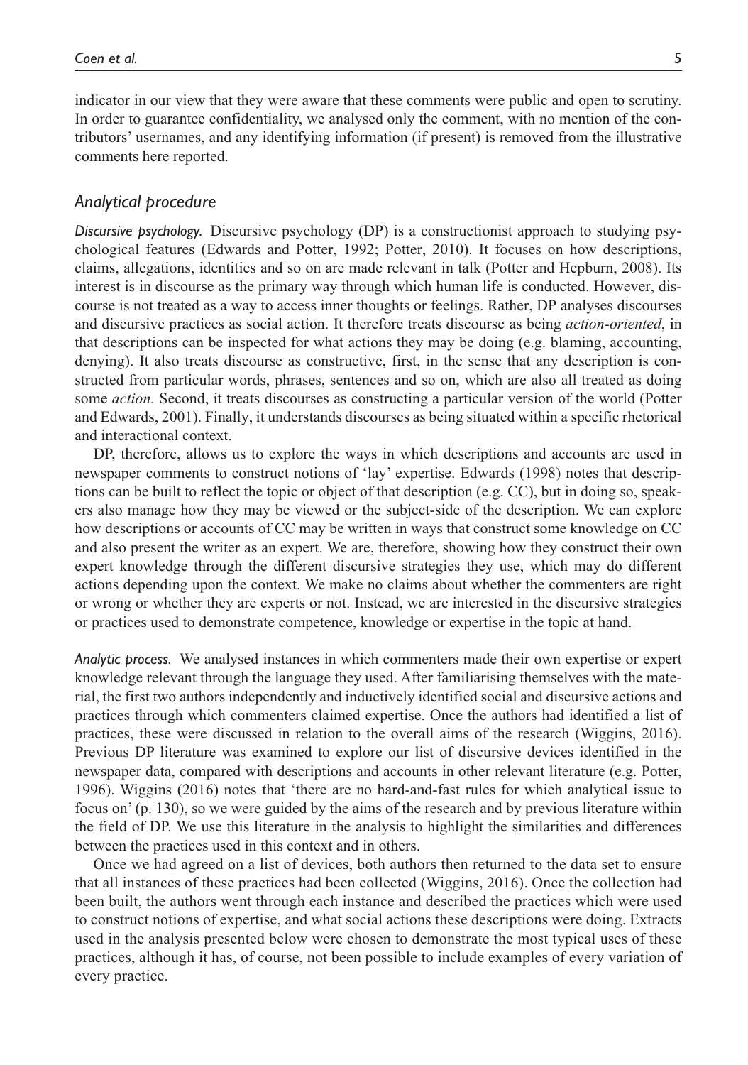indicator in our view that they were aware that these comments were public and open to scrutiny. In order to guarantee confidentiality, we analysed only the comment, with no mention of the contributors' usernames, and any identifying information (if present) is removed from the illustrative comments here reported.

## *Analytical procedure*

*Discursive psychology.* Discursive psychology (DP) is a constructionist approach to studying psychological features (Edwards and Potter, 1992; Potter, 2010). It focuses on how descriptions, claims, allegations, identities and so on are made relevant in talk (Potter and Hepburn, 2008). Its interest is in discourse as the primary way through which human life is conducted. However, discourse is not treated as a way to access inner thoughts or feelings. Rather, DP analyses discourses and discursive practices as social action. It therefore treats discourse as being *action-oriented*, in that descriptions can be inspected for what actions they may be doing (e.g. blaming, accounting, denying). It also treats discourse as constructive, first, in the sense that any description is constructed from particular words, phrases, sentences and so on, which are also all treated as doing some *action.* Second, it treats discourses as constructing a particular version of the world (Potter and Edwards, 2001). Finally, it understands discourses as being situated within a specific rhetorical and interactional context.

DP, therefore, allows us to explore the ways in which descriptions and accounts are used in newspaper comments to construct notions of 'lay' expertise. Edwards (1998) notes that descriptions can be built to reflect the topic or object of that description (e.g. CC), but in doing so, speakers also manage how they may be viewed or the subject-side of the description. We can explore how descriptions or accounts of CC may be written in ways that construct some knowledge on CC and also present the writer as an expert. We are, therefore, showing how they construct their own expert knowledge through the different discursive strategies they use, which may do different actions depending upon the context. We make no claims about whether the commenters are right or wrong or whether they are experts or not. Instead, we are interested in the discursive strategies or practices used to demonstrate competence, knowledge or expertise in the topic at hand.

*Analytic process.* We analysed instances in which commenters made their own expertise or expert knowledge relevant through the language they used. After familiarising themselves with the material, the first two authors independently and inductively identified social and discursive actions and practices through which commenters claimed expertise. Once the authors had identified a list of practices, these were discussed in relation to the overall aims of the research (Wiggins, 2016). Previous DP literature was examined to explore our list of discursive devices identified in the newspaper data, compared with descriptions and accounts in other relevant literature (e.g. Potter, 1996). Wiggins (2016) notes that 'there are no hard-and-fast rules for which analytical issue to focus on' (p. 130), so we were guided by the aims of the research and by previous literature within the field of DP. We use this literature in the analysis to highlight the similarities and differences between the practices used in this context and in others.

Once we had agreed on a list of devices, both authors then returned to the data set to ensure that all instances of these practices had been collected (Wiggins, 2016). Once the collection had been built, the authors went through each instance and described the practices which were used to construct notions of expertise, and what social actions these descriptions were doing. Extracts used in the analysis presented below were chosen to demonstrate the most typical uses of these practices, although it has, of course, not been possible to include examples of every variation of every practice.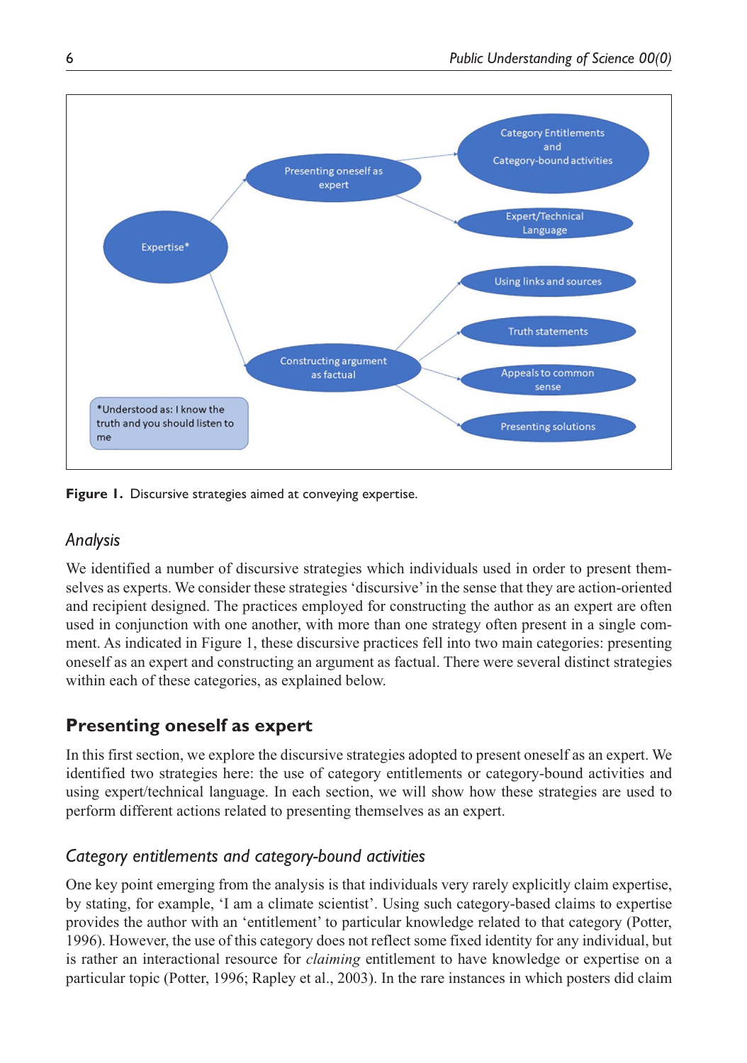Figure 1. Discursive strategies aimed at conveying expertise.

### Analysis

We identified a number of discursive strategies which individuals used in order to present themselves as experts. We consider these strategies 'discursive' in the sense that they are action-oriented and recipient designed. The practices employed for constructing the author as an expert are often used in conjunction with one another, with more than one strategy often present in a single comment. As indicated in Figure 1, these discursive practices fell into two main categories: presenting oneself as an expert and constructing an argument as factual. There were several distinct strategies within each of these categories, as explained below.

## Presenting oneself as expert

In this first section, we explore the discursive strategies adopted to present oneself as an expert. We identified two strategies here: the use of category entitlements or category-bound activities and using expert/technical language. In each section, we will show how these strategies are used to perform different actions related to presenting themselves as an expert.

### Category entitlements and category-bound activities

One key point emerging from the analysis is that individuals very rarely explicitly claim expertise, by stating, for example, 'I am a climate scientist'. Using such category-based claims to expertise provides the author with an 'entitlement' to particular knowledge related to that category (Potter, 1996). However, the use of this category does not reflect some fixed identity for any individual, but is rather an interactional resource for *claiming* entitlement to have knowledge or expertise on a particular topic (Potter, 1996; Rapley et al., 2003). In the rare instances in which posters did claim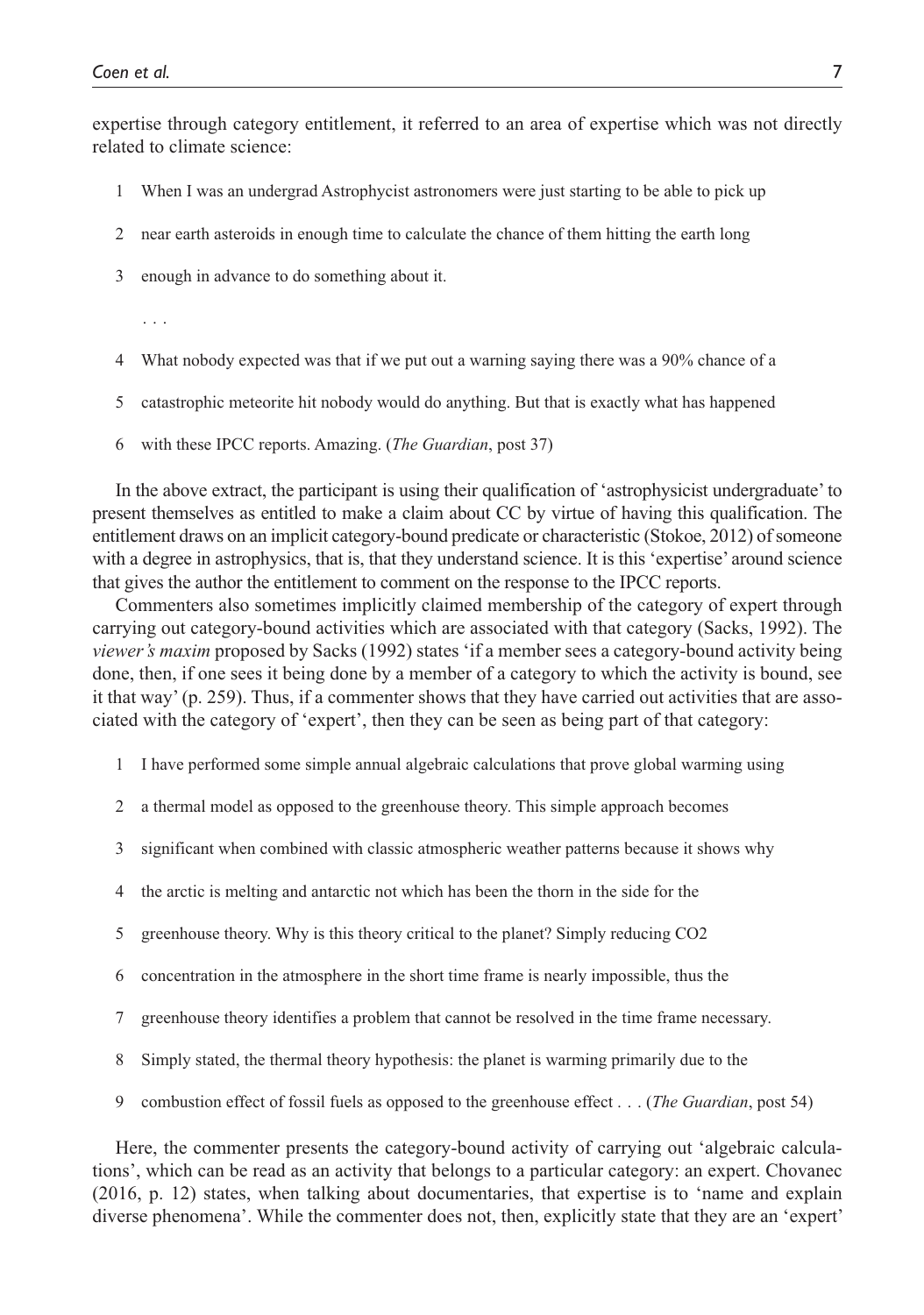expertise through category entitlement, it referred to an area of expertise which was not directly related to climate science:

1 When I was an undergrad Astrophycist astronomers were just starting to be able to pick up

2 near earth asteroids in enough time to calculate the chance of them hitting the earth long

3 enough in advance to do something about it.

. . .

4 What nobody expected was that if we put out a warning saying there was a 90% chance of a

5 catastrophic meteorite hit nobody would do anything. But that is exactly what has happened

6 with these IPCC reports. Amazing. (*The Guardian*, post 37)

In the above extract, the participant is using their qualification of 'astrophysicist undergraduate' to present themselves as entitled to make a claim about CC by virtue of having this qualification. The entitlement draws on an implicit category-bound predicate or characteristic (Stokoe, 2012) of someone with a degree in astrophysics, that is, that they understand science. It is this 'expertise' around science that gives the author the entitlement to comment on the response to the IPCC reports.

Commenters also sometimes implicitly claimed membership of the category of expert through carrying out category-bound activities which are associated with that category (Sacks, 1992). The *viewer's maxim* proposed by Sacks (1992) states 'if a member sees a category-bound activity being done, then, if one sees it being done by a member of a category to which the activity is bound, see it that way' (p. 259). Thus, if a commenter shows that they have carried out activities that are associated with the category of 'expert', then they can be seen as being part of that category:

1 I have performed some simple annual algebraic calculations that prove global warming using

2 a thermal model as opposed to the greenhouse theory. This simple approach becomes

3 significant when combined with classic atmospheric weather patterns because it shows why

4 the arctic is melting and antarctic not which has been the thorn in the side for the

5 greenhouse theory. Why is this theory critical to the planet? Simply reducing CO2

6 concentration in the atmosphere in the short time frame is nearly impossible, thus the

7 greenhouse theory identifies a problem that cannot be resolved in the time frame necessary.

8 Simply stated, the thermal theory hypothesis: the planet is warming primarily due to the

9 combustion effect of fossil fuels as opposed to the greenhouse effect . . . (*The Guardian*, post 54)

Here, the commenter presents the category-bound activity of carrying out 'algebraic calculations', which can be read as an activity that belongs to a particular category: an expert. Chovanec (2016, p. 12) states, when talking about documentaries, that expertise is to 'name and explain diverse phenomena'. While the commenter does not, then, explicitly state that they are an 'expert'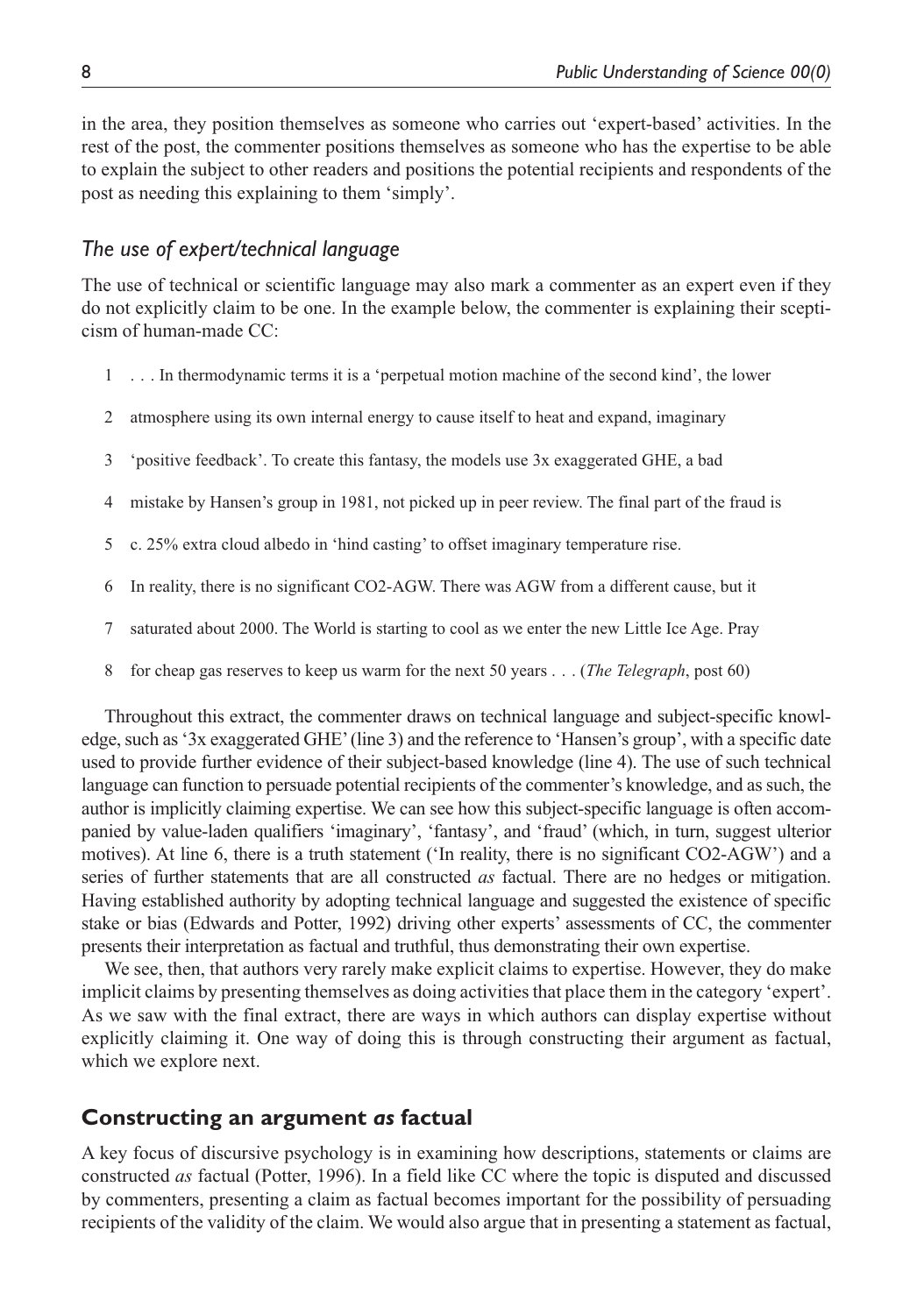in the area, they position themselves as someone who carries out 'expert-based' activities. In the rest of the post, the commenter positions themselves as someone who has the expertise to be able to explain the subject to other readers and positions the potential recipients and respondents of the post as needing this explaining to them 'simply'.

### *The use of expert/technical language*

The use of technical or scientific language may also mark a commenter as an expert even if they do not explicitly claim to be one. In the example below, the commenter is explaining their scepticism of human-made CC:

1 . . . In thermodynamic terms it is a 'perpetual motion machine of the second kind', the lower

2 atmosphere using its own internal energy to cause itself to heat and expand, imaginary

3 'positive feedback'. To create this fantasy, the models use 3x exaggerated GHE, a bad

4 mistake by Hansen's group in 1981, not picked up in peer review. The final part of the fraud is

5 c. 25% extra cloud albedo in 'hind casting' to offset imaginary temperature rise.

6 In reality, there is no significant CO2-AGW. There was AGW from a different cause, but it

7 saturated about 2000. The World is starting to cool as we enter the new Little Ice Age. Pray

8 for cheap gas reserves to keep us warm for the next 50 years . . . (*The Telegraph*, post 60)

Throughout this extract, the commenter draws on technical language and subject-specific knowledge, such as '3x exaggerated GHE' (line 3) and the reference to 'Hansen's group', with a specific date used to provide further evidence of their subject-based knowledge (line 4). The use of such technical language can function to persuade potential recipients of the commenter's knowledge, and as such, the author is implicitly claiming expertise. We can see how this subject-specific language is often accompanied by value-laden qualifiers 'imaginary', 'fantasy', and 'fraud' (which, in turn, suggest ulterior motives). At line 6, there is a truth statement ('In reality, there is no significant CO2-AGW') and a series of further statements that are all constructed *as* factual. There are no hedges or mitigation. Having established authority by adopting technical language and suggested the existence of specific stake or bias (Edwards and Potter, 1992) driving other experts' assessments of CC, the commenter presents their interpretation as factual and truthful, thus demonstrating their own expertise.

We see, then, that authors very rarely make explicit claims to expertise. However, they do make implicit claims by presenting themselves as doing activities that place them in the category 'expert'. As we saw with the final extract, there are ways in which authors can display expertise without explicitly claiming it. One way of doing this is through constructing their argument as factual, which we explore next.

## Constructing an argument *as* factual

A key focus of discursive psychology is in examining how descriptions, statements or claims are constructed *as* factual (Potter, 1996). In a field like CC where the topic is disputed and discussed by commenters, presenting a claim as factual becomes important for the possibility of persuading recipients of the validity of the claim. We would also argue that in presenting a statement as factual,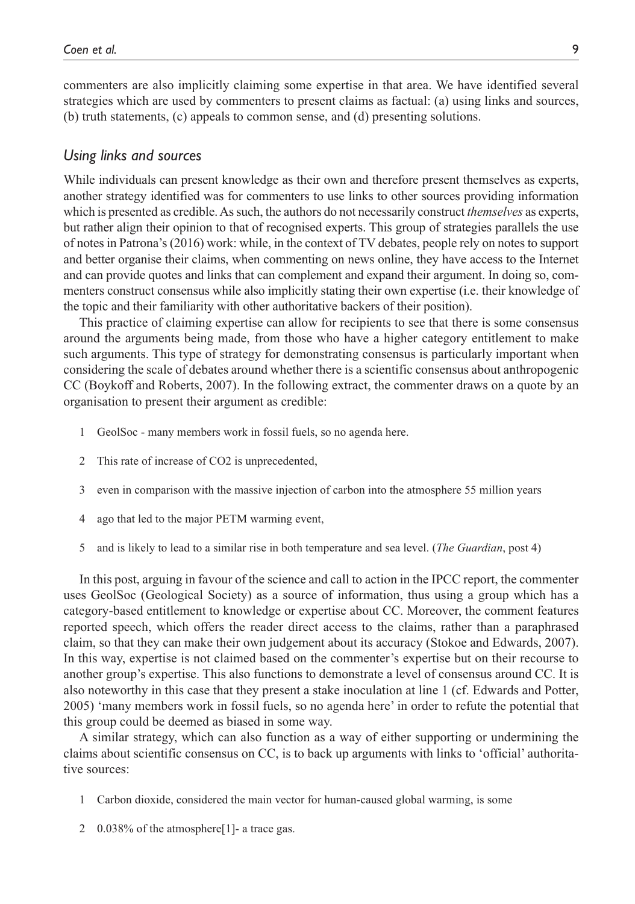commenters are also implicitly claiming some expertise in that area. We have identified several strategies which are used by commenters to present claims as factual: (a) using links and sources, (b) truth statements, (c) appeals to common sense, and (d) presenting solutions.

### *Using links and sources*

While individuals can present knowledge as their own and therefore present themselves as experts, another strategy identified was for commenters to use links to other sources providing information which is presented as credible. As such, the authors do not necessarily construct *themselves* as experts, but rather align their opinion to that of recognised experts. This group of strategies parallels the use of notes in Patrona's (2016) work: while, in the context of TV debates, people rely on notes to support and better organise their claims, when commenting on news online, they have access to the Internet and can provide quotes and links that can complement and expand their argument. In doing so, commenters construct consensus while also implicitly stating their own expertise (i.e. their knowledge of the topic and their familiarity with other authoritative backers of their position).

This practice of claiming expertise can allow for recipients to see that there is some consensus around the arguments being made, from those who have a higher category entitlement to make such arguments. This type of strategy for demonstrating consensus is particularly important when considering the scale of debates around whether there is a scientific consensus about anthropogenic CC (Boykoff and Roberts, 2007). In the following extract, the commenter draws on a quote by an organisation to present their argument as credible:

1 GeolSoc - many members work in fossil fuels, so no agenda here.

2 This rate of increase of CO2 is unprecedented,

3 even in comparison with the massive injection of carbon into the atmosphere 55 million years

4 ago that led to the major PETM warming event,

5 and is likely to lead to a similar rise in both temperature and sea level. (*The Guardian*, post 4)

In this post, arguing in favour of the science and call to action in the IPCC report, the commenter uses GeolSoc (Geological Society) as a source of information, thus using a group which has a category-based entitlement to knowledge or expertise about CC. Moreover, the comment features reported speech, which offers the reader direct access to the claims, rather than a paraphrased claim, so that they can make their own judgement about its accuracy (Stokoe and Edwards, 2007). In this way, expertise is not claimed based on the commenter's expertise but on their recourse to another group's expertise. This also functions to demonstrate a level of consensus around CC. It is also noteworthy in this case that they present a stake inoculation at line 1 (cf. Edwards and Potter, 2005) 'many members work in fossil fuels, so no agenda here' in order to refute the potential that this group could be deemed as biased in some way.

A similar strategy, which can also function as a way of either supporting or undermining the claims about scientific consensus on CC, is to back up arguments with links to 'official' authoritative sources:

1 Carbon dioxide, considered the main vector for human-caused global warming, is some

2 0.038% of the atmosphere[1]- a trace gas.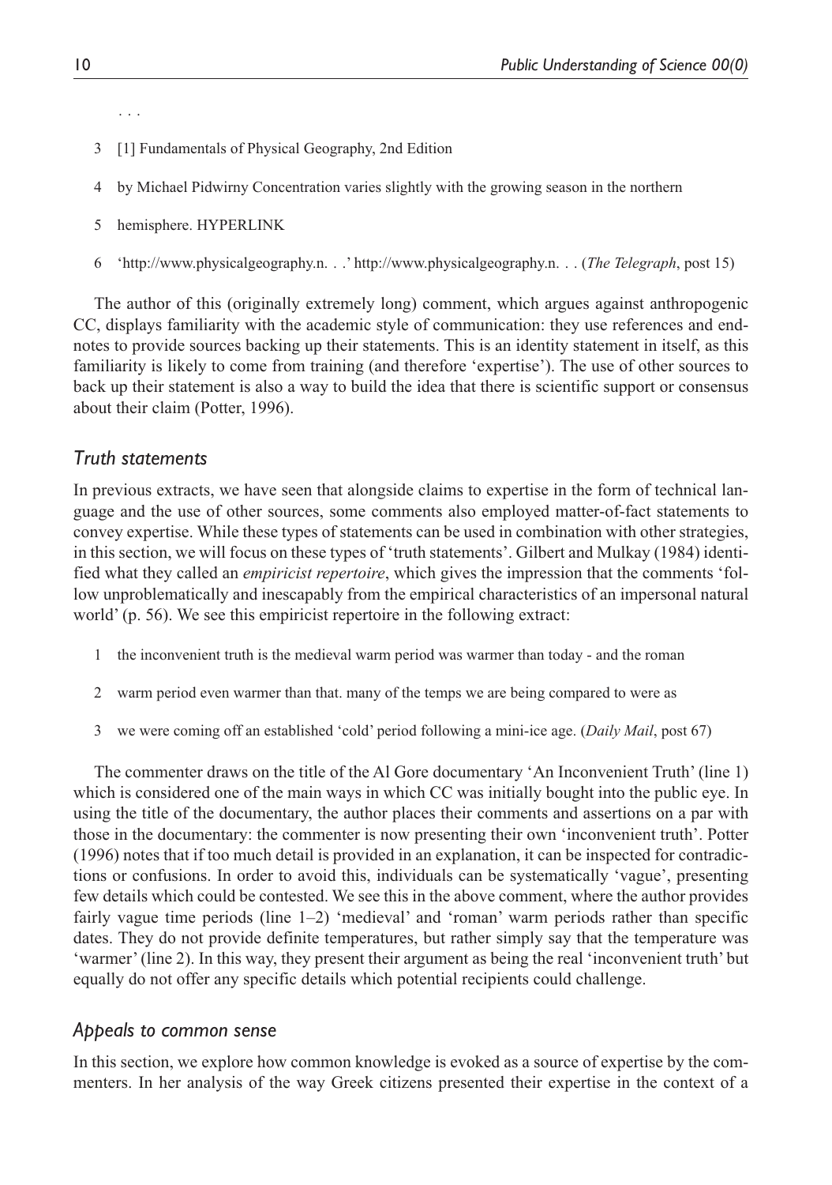. . .

3 [1] Fundamentals of Physical Geography, 2nd Edition

4 by Michael Pidwirny Concentration varies slightly with the growing season in the northern

5 hemisphere. HYPERLINK

6 'http://www.physicalgeography.n. . .' http://www.physicalgeography.n. . . (*The Telegraph*, post 15)

The author of this (originally extremely long) comment, which argues against anthropogenic CC, displays familiarity with the academic style of communication: they use references and endnotes to provide sources backing up their statements. This is an identity statement in itself, as this familiarity is likely to come from training (and therefore 'expertise'). The use of other sources to back up their statement is also a way to build the idea that there is scientific support or consensus about their claim (Potter, 1996).

## *Truth statements*

In previous extracts, we have seen that alongside claims to expertise in the form of technical language and the use of other sources, some comments also employed matter-of-fact statements to convey expertise. While these types of statements can be used in combination with other strategies, in this section, we will focus on these types of 'truth statements'. Gilbert and Mulkay (1984) identified what they called an *empiricist repertoire*, which gives the impression that the comments 'follow unproblematically and inescapably from the empirical characteristics of an impersonal natural world' (p. 56). We see this empiricist repertoire in the following extract:

1 the inconvenient truth is the medieval warm period was warmer than today - and the roman

2 warm period even warmer than that. many of the temps we are being compared to were as

3 we were coming off an established 'cold' period following a mini-ice age. (*Daily Mail*, post 67)

The commenter draws on the title of the Al Gore documentary 'An Inconvenient Truth' (line 1) which is considered one of the main ways in which CC was initially bought into the public eye. In using the title of the documentary, the author places their comments and assertions on a par with those in the documentary: the commenter is now presenting their own 'inconvenient truth'. Potter (1996) notes that if too much detail is provided in an explanation, it can be inspected for contradictions or confusions. In order to avoid this, individuals can be systematically 'vague', presenting few details which could be contested. We see this in the above comment, where the author provides fairly vague time periods (line 1–2) 'medieval' and 'roman' warm periods rather than specific dates. They do not provide definite temperatures, but rather simply say that the temperature was 'warmer' (line 2). In this way, they present their argument as being the real 'inconvenient truth' but equally do not offer any specific details which potential recipients could challenge.

## *Appeals to common sense*

In this section, we explore how common knowledge is evoked as a source of expertise by the commenters. In her analysis of the way Greek citizens presented their expertise in the context of a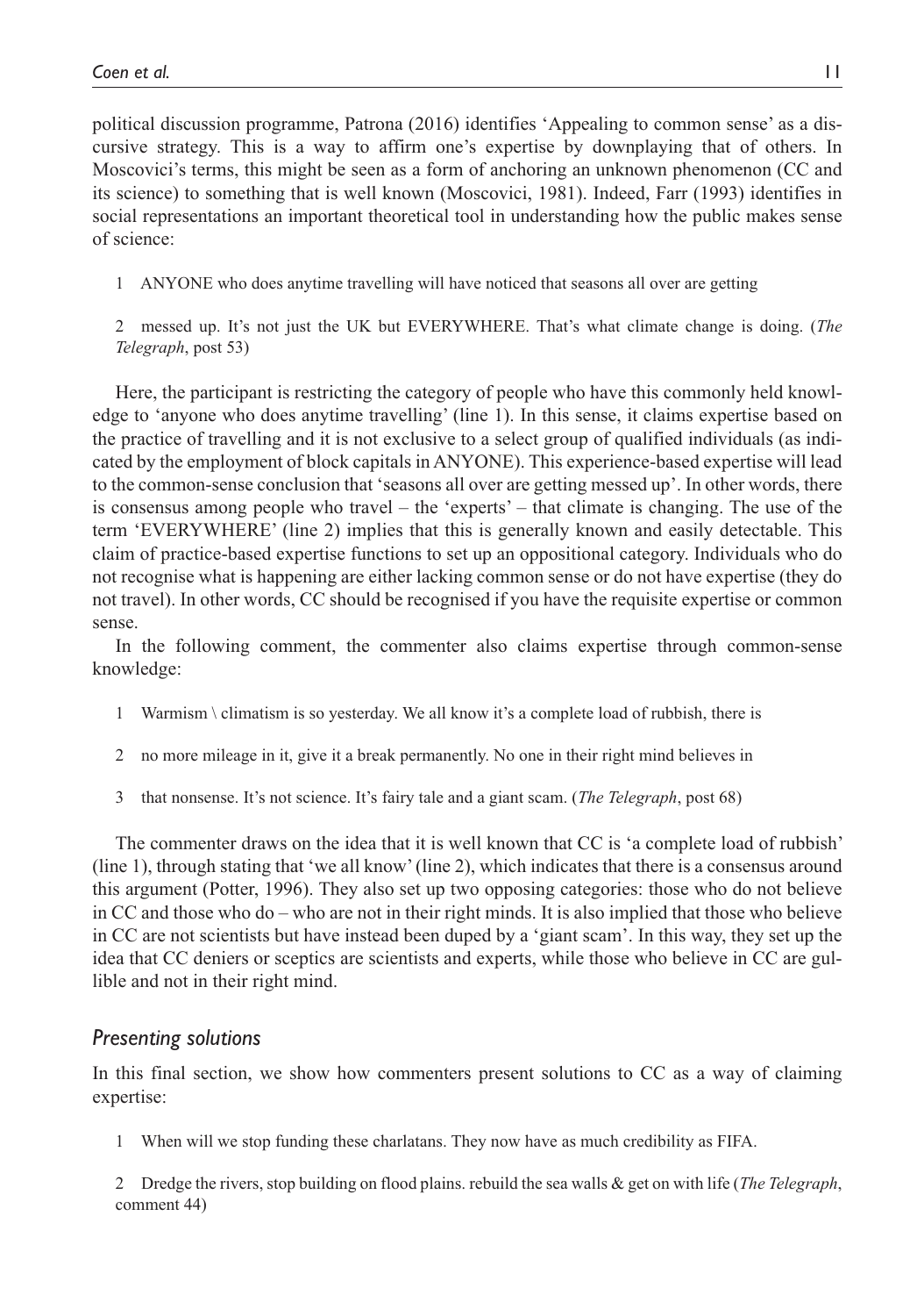political discussion programme, Patrona (2016) identifies 'Appealing to common sense' as a discursive strategy. This is a way to affirm one's expertise by downplaying that of others. In Moscovici's terms, this might be seen as a form of anchoring an unknown phenomenon (CC and its science) to something that is well known (Moscovici, 1981). Indeed, Farr (1993) identifies in social representations an important theoretical tool in understanding how the public makes sense of science:

1 ANYONE who does anytime travelling will have noticed that seasons all over are getting

2 messed up. It's not just the UK but EVERYWHERE. That's what climate change is doing. (*The Telegraph*, post 53)

Here, the participant is restricting the category of people who have this commonly held knowledge to 'anyone who does anytime travelling' (line 1). In this sense, it claims expertise based on the practice of travelling and it is not exclusive to a select group of qualified individuals (as indicated by the employment of block capitals in ANYONE). This experience-based expertise will lead to the common-sense conclusion that 'seasons all over are getting messed up'. In other words, there is consensus among people who travel – the 'experts' – that climate is changing. The use of the term 'EVERYWHERE' (line 2) implies that this is generally known and easily detectable. This claim of practice-based expertise functions to set up an oppositional category. Individuals who do not recognise what is happening are either lacking common sense or do not have expertise (they do not travel). In other words, CC should be recognised if you have the requisite expertise or common sense.

In the following comment, the commenter also claims expertise through common-sense knowledge:

1 Warmism \ climatism is so yesterday. We all know it's a complete load of rubbish, there is

2 no more mileage in it, give it a break permanently. No one in their right mind believes in

3 that nonsense. It's not science. It's fairy tale and a giant scam. (*The Telegraph*, post 68)

The commenter draws on the idea that it is well known that CC is 'a complete load of rubbish' (line 1), through stating that 'we all know' (line 2), which indicates that there is a consensus around this argument (Potter, 1996). They also set up two opposing categories: those who do not believe in CC and those who do – who are not in their right minds. It is also implied that those who believe in CC are not scientists but have instead been duped by a 'giant scam'. In this way, they set up the idea that CC deniers or sceptics are scientists and experts, while those who believe in CC are gullible and not in their right mind.

## *Presenting solutions*

In this final section, we show how commenters present solutions to CC as a way of claiming expertise:

1 When will we stop funding these charlatans. They now have as much credibility as FIFA.

2 Dredge the rivers, stop building on flood plains. rebuild the sea walls & get on with life (*The Telegraph*, comment 44)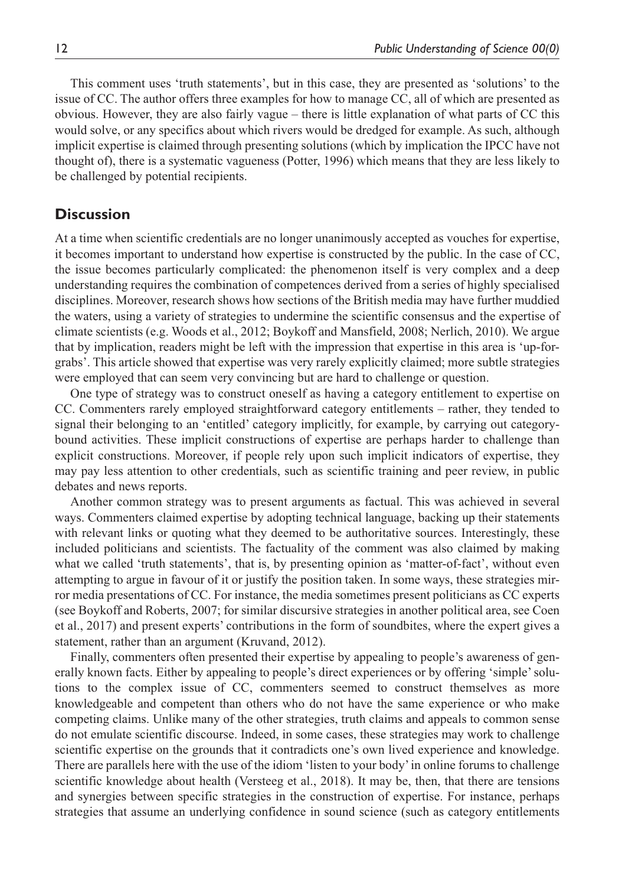This comment uses 'truth statements', but in this case, they are presented as 'solutions' to the issue of CC. The author offers three examples for how to manage CC, all of which are presented as obvious. However, they are also fairly vague – there is little explanation of what parts of CC this would solve, or any specifics about which rivers would be dredged for example. As such, although implicit expertise is claimed through presenting solutions (which by implication the IPCC have not thought of), there is a systematic vagueness (Potter, 1996) which means that they are less likely to be challenged by potential recipients.

## Discussion

At a time when scientific credentials are no longer unanimously accepted as vouches for expertise, it becomes important to understand how expertise is constructed by the public. In the case of CC, the issue becomes particularly complicated: the phenomenon itself is very complex and a deep understanding requires the combination of competences derived from a series of highly specialised disciplines. Moreover, research shows how sections of the British media may have further muddied the waters, using a variety of strategies to undermine the scientific consensus and the expertise of climate scientists (e.g. Woods et al., 2012; Boykoff and Mansfield, 2008; Nerlich, 2010). We argue that by implication, readers might be left with the impression that expertise in this area is 'up-for-grabs'. This article showed that expertise was very rarely explicitly claimed; more subtle strategies were employed that can seem very convincing but are hard to challenge or question.

One type of strategy was to construct oneself as having a category entitlement to expertise on CC. Commenters rarely employed straightforward category entitlements – rather, they tended to signal their belonging to an 'entitled' category implicitly, for example, by carrying out category-bound activities. These implicit constructions of expertise are perhaps harder to challenge than explicit constructions. Moreover, if people rely upon such implicit indicators of expertise, they may pay less attention to other credentials, such as scientific training and peer review, in public debates and news reports.

Another common strategy was to present arguments as factual. This was achieved in several ways. Commenters claimed expertise by adopting technical language, backing up their statements with relevant links or quoting what they deemed to be authoritative sources. Interestingly, these included politicians and scientists. The factuality of the comment was also claimed by making what we called 'truth statements', that is, by presenting opinion as 'matter-of-fact', without even attempting to argue in favour of it or justify the position taken. In some ways, these strategies mirror media presentations of CC. For instance, the media sometimes present politicians as CC experts (see Boykoff and Roberts, 2007; for similar discursive strategies in another political area, see Coen et al., 2017) and present experts' contributions in the form of soundbites, where the expert gives a statement, rather than an argument (Kruvand, 2012).

Finally, commenters often presented their expertise by appealing to people's awareness of generally known facts. Either by appealing to people's direct experiences or by offering 'simple' solutions to the complex issue of CC, commenters seemed to construct themselves as more knowledgeable and competent than others who do not have the same experience or who make competing claims. Unlike many of the other strategies, truth claims and appeals to common sense do not emulate scientific discourse. Indeed, in some cases, these strategies may work to challenge scientific expertise on the grounds that it contradicts one's own lived experience and knowledge. There are parallels here with the use of the idiom 'listen to your body' in online forums to challenge scientific knowledge about health (Versteeg et al., 2018). It may be, then, that there are tensions and synergies between specific strategies in the construction of expertise. For instance, perhaps strategies that assume an underlying confidence in sound science (such as category entitlements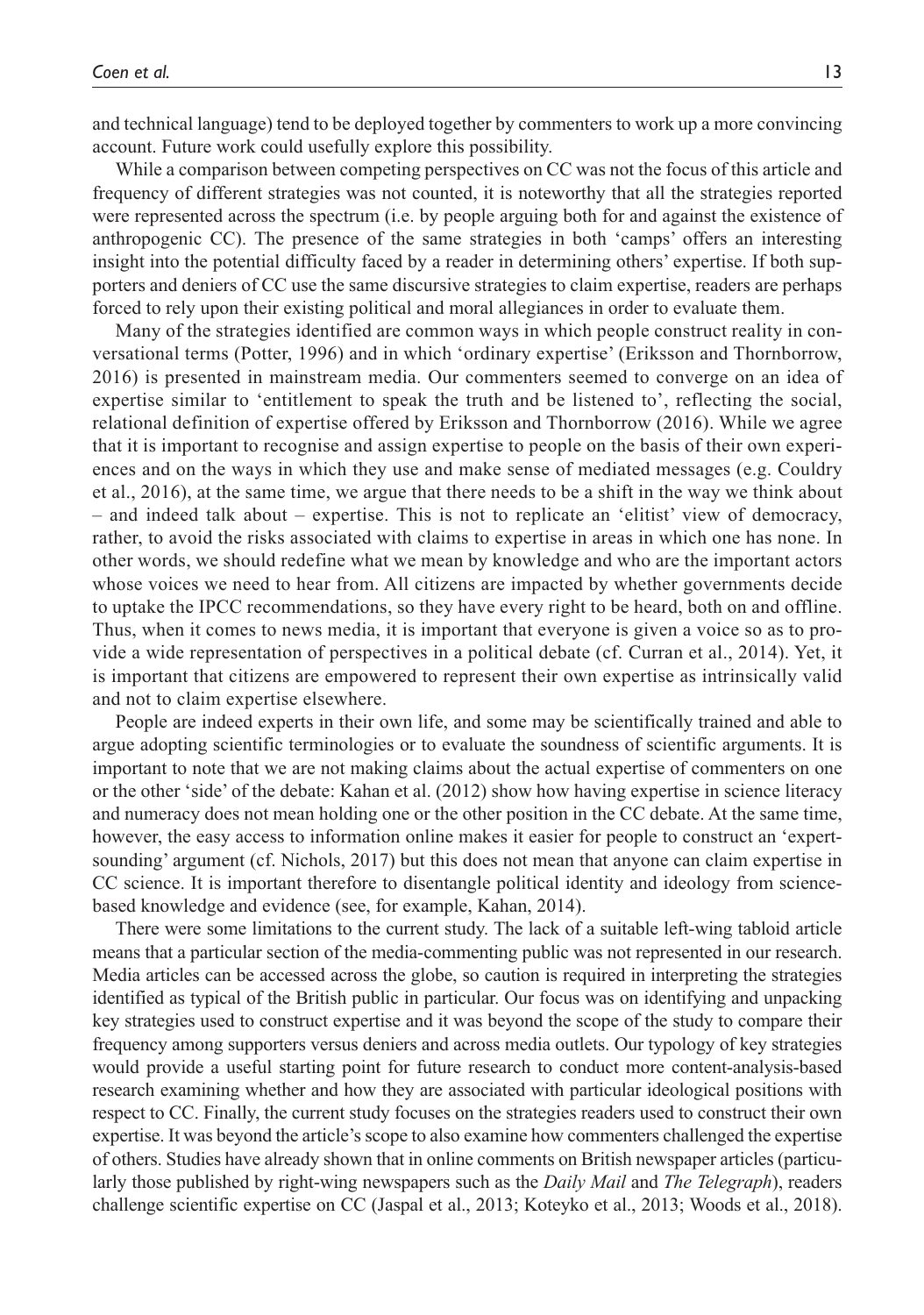and technical language) tend to be deployed together by commenters to work up a more convincing account. Future work could usefully explore this possibility.

While a comparison between competing perspectives on CC was not the focus of this article and frequency of different strategies was not counted, it is noteworthy that all the strategies reported were represented across the spectrum (i.e. by people arguing both for and against the existence of anthropogenic CC). The presence of the same strategies in both 'camps' offers an interesting insight into the potential difficulty faced by a reader in determining others' expertise. If both supporters and deniers of CC use the same discursive strategies to claim expertise, readers are perhaps forced to rely upon their existing political and moral allegiances in order to evaluate them.

Many of the strategies identified are common ways in which people construct reality in conversational terms (Potter, 1996) and in which 'ordinary expertise' (Eriksson and Thornborrow, 2016) is presented in mainstream media. Our commenters seemed to converge on an idea of expertise similar to 'entitlement to speak the truth and be listened to', reflecting the social, relational definition of expertise offered by Eriksson and Thornborrow (2016). While we agree that it is important to recognise and assign expertise to people on the basis of their own experiences and on the ways in which they use and make sense of mediated messages (e.g. Couldry et al., 2016), at the same time, we argue that there needs to be a shift in the way we think about – and indeed talk about – expertise. This is not to replicate an 'elitist' view of democracy, rather, to avoid the risks associated with claims to expertise in areas in which one has none. In other words, we should redefine what we mean by knowledge and who are the important actors whose voices we need to hear from. All citizens are impacted by whether governments decide to uptake the IPCC recommendations, so they have every right to be heard, both on and offline. Thus, when it comes to news media, it is important that everyone is given a voice so as to provide a wide representation of perspectives in a political debate (cf. Curran et al., 2014). Yet, it is important that citizens are empowered to represent their own expertise as intrinsically valid and not to claim expertise elsewhere.

People are indeed experts in their own life, and some may be scientifically trained and able to argue adopting scientific terminologies or to evaluate the soundness of scientific arguments. It is important to note that we are not making claims about the actual expertise of commenters on one or the other 'side' of the debate: Kahan et al. (2012) show how having expertise in science literacy and numeracy does not mean holding one or the other position in the CC debate. At the same time, however, the easy access to information online makes it easier for people to construct an 'expert-sounding' argument (cf. Nichols, 2017) but this does not mean that anyone can claim expertise in CC science. It is important therefore to disentangle political identity and ideology from science-based knowledge and evidence (see, for example, Kahan, 2014).

There were some limitations to the current study. The lack of a suitable left-wing tabloid article means that a particular section of the media-commenting public was not represented in our research. Media articles can be accessed across the globe, so caution is required in interpreting the strategies identified as typical of the British public in particular. Our focus was on identifying and unpacking key strategies used to construct expertise and it was beyond the scope of the study to compare their frequency among supporters versus deniers and across media outlets. Our typology of key strategies would provide a useful starting point for future research to conduct more content-analysis-based research examining whether and how they are associated with particular ideological positions with respect to CC. Finally, the current study focuses on the strategies readers used to construct their own expertise. It was beyond the article's scope to also examine how commenters challenged the expertise of others. Studies have already shown that in online comments on British newspaper articles (particularly those published by right-wing newspapers such as the *Daily Mail* and *The Telegraph*), readers challenge scientific expertise on CC (Jaspal et al., 2013; Koteyko et al., 2013; Woods et al., 2018).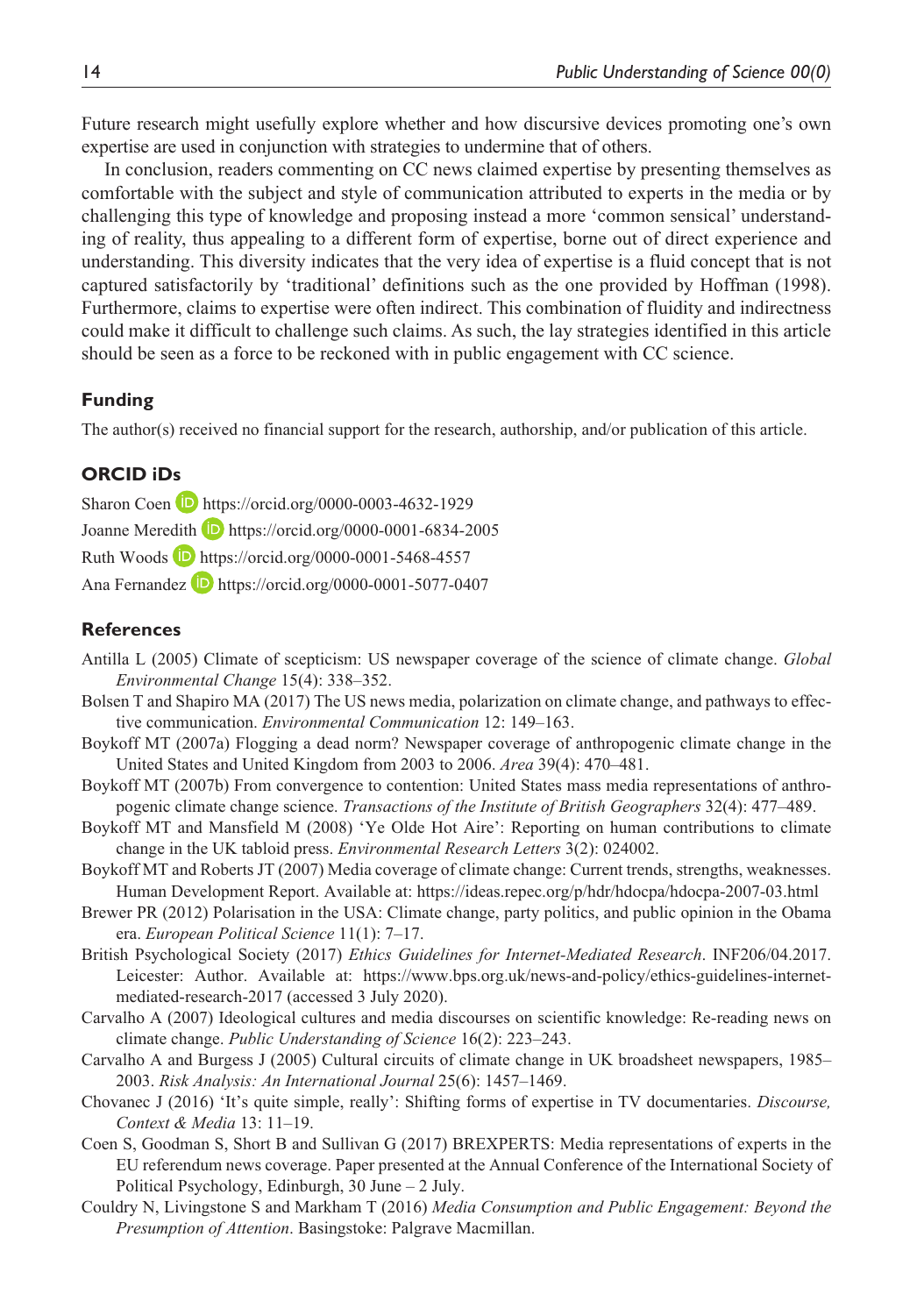Future research might usefully explore whether and how discursive devices promoting one's own expertise are used in conjunction with strategies to undermine that of others.

In conclusion, readers commenting on CC news claimed expertise by presenting themselves as comfortable with the subject and style of communication attributed to experts in the media or by challenging this type of knowledge and proposing instead a more 'common sensical' understanding of reality, thus appealing to a different form of expertise, borne out of direct experience and understanding. This diversity indicates that the very idea of expertise is a fluid concept that is not captured satisfactorily by 'traditional' definitions such as the one provided by Hoffman (1998). Furthermore, claims to expertise were often indirect. This combination of fluidity and indirectness could make it difficult to challenge such claims. As such, the lay strategies identified in this article should be seen as a force to be reckoned with in public engagement with CC science.

## Funding

The author(s) received no financial support for the research, authorship, and/or publication of this article.

## ORCID iDs

Sharon Coen https://orcid.org/0000-0003-4632-1929
Joanne Meredith https://orcid.org/0000-0001-6834-2005
Ruth Woods https://orcid.org/0000-0001-5468-4557
Ana Fernandez https://orcid.org/0000-0001-5077-0407

## References

Antilla L (2005) Climate of scepticism: US newspaper coverage of the science of climate change. *Global Environmental Change* 15(4): 338–352.

Bolsen T and Shapiro MA (2017) The US news media, polarization on climate change, and pathways to effective communication. *Environmental Communication* 12: 149–163.

Boykoff MT (2007a) Flogging a dead norm? Newspaper coverage of anthropogenic climate change in the United States and United Kingdom from 2003 to 2006. *Area* 39(4): 470–481.

Boykoff MT (2007b) From convergence to contention: United States mass media representations of anthropogenic climate change science. *Transactions of the Institute of British Geographers* 32(4): 477–489.

Boykoff MT and Mansfield M (2008) 'Ye Olde Hot Aire': Reporting on human contributions to climate change in the UK tabloid press. *Environmental Research Letters* 3(2): 024002.

Boykoff MT and Roberts JT (2007) Media coverage of climate change: Current trends, strengths, weaknesses. Human Development Report. Available at: https://ideas.repec.org/p/hdr/hdocpa/hdocpa-2007-03.html

Brewer PR (2012) Polarisation in the USA: Climate change, party politics, and public opinion in the Obama era. *European Political Science* 11(1): 7–17.

British Psychological Society (2017) *Ethics Guidelines for Internet-Mediated Research*. INF206/04.2017. Leicester: Author. Available at: https://www.bps.org.uk/news-and-policy/ethics-guidelines-internet-mediated-research-2017 (accessed 3 July 2020).

Carvalho A (2007) Ideological cultures and media discourses on scientific knowledge: Re-reading news on climate change. *Public Understanding of Science* 16(2): 223–243.

Carvalho A and Burgess J (2005) Cultural circuits of climate change in UK broadsheet newspapers, 1985–2003. *Risk Analysis: An International Journal* 25(6): 1457–1469.

Chovanec J (2016) 'It's quite simple, really': Shifting forms of expertise in TV documentaries. *Discourse, Context & Media* 13: 11–19.

Coen S, Goodman S, Short B and Sullivan G (2017) BREXPERTS: Media representations of experts in the EU referendum news coverage. Paper presented at the Annual Conference of the International Society of Political Psychology, Edinburgh, 30 June – 2 July.

Couldry N, Livingstone S and Markham T (2016) *Media Consumption and Public Engagement: Beyond the Presumption of Attention*. Basingstoke: Palgrave Macmillan.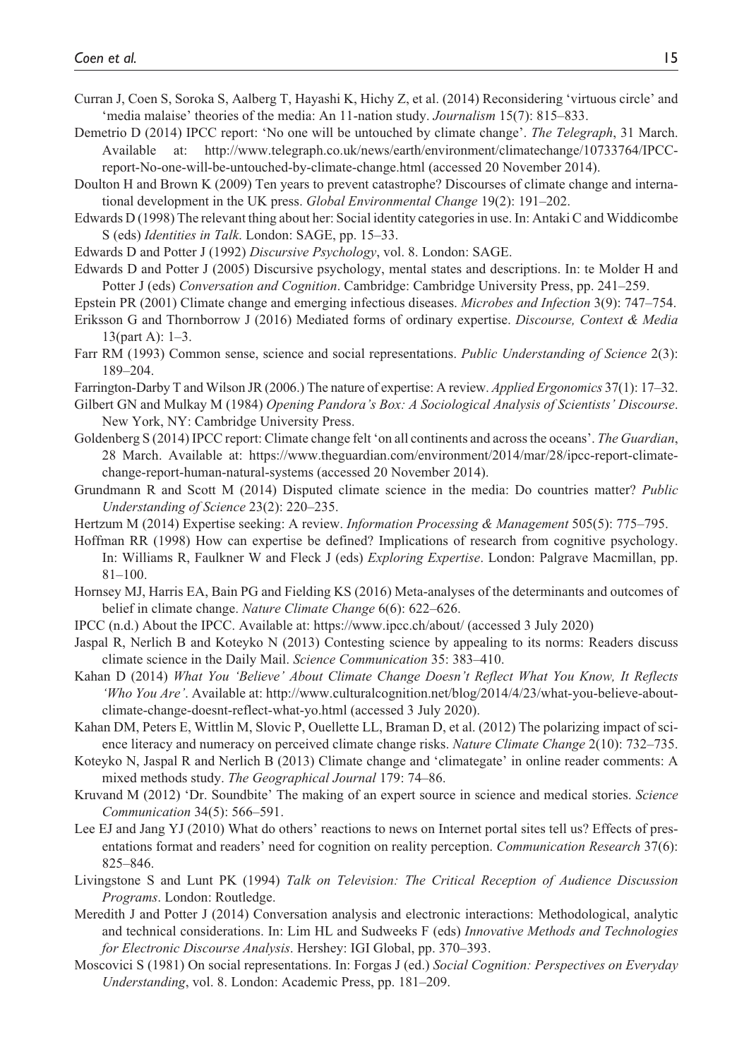Curran J, Coen S, Soroka S, Aalberg T, Hayashi K, Hichy Z, et al. (2014) Reconsidering 'virtuous circle' and 'media malaise' theories of the media: An 11-nation study. *Journalism* 15(7): 815–833.

Demetrio D (2014) IPCC report: 'No one will be untouched by climate change'. *The Telegraph*, 31 March. Available at: http://www.telegraph.co.uk/news/earth/environment/climatechange/10733764/IPCC-report-No-one-will-be-untouched-by-climate-change.html (accessed 20 November 2014).

Doulton H and Brown K (2009) Ten years to prevent catastrophe? Discourses of climate change and international development in the UK press. *Global Environmental Change* 19(2): 191–202.

Edwards D (1998) The relevant thing about her: Social identity categories in use. In: Antaki C and Widdicombe S (eds) *Identities in Talk*. London: SAGE, pp. 15–33.

Edwards D and Potter J (1992) *Discursive Psychology*, vol. 8. London: SAGE.

Edwards D and Potter J (2005) Discursive psychology, mental states and descriptions. In: te Molder H and Potter J (eds) *Conversation and Cognition*. Cambridge: Cambridge University Press, pp. 241–259.

Epstein PR (2001) Climate change and emerging infectious diseases. *Microbes and Infection* 3(9): 747–754.

Eriksson G and Thornborrow J (2016) Mediated forms of ordinary expertise. *Discourse, Context & Media* 13(part A): 1–3.

Farr RM (1993) Common sense, science and social representations. *Public Understanding of Science* 2(3): 189–204.

Farrington-Darby T and Wilson JR (2006.) The nature of expertise: A review. *Applied Ergonomics* 37(1): 17–32.

Gilbert GN and Mulkay M (1984) *Opening Pandora's Box: A Sociological Analysis of Scientists' Discourse*. New York, NY: Cambridge University Press.

Goldenberg S (2014) IPCC report: Climate change felt 'on all continents and across the oceans'. *The Guardian*, 28 March. Available at: https://www.theguardian.com/environment/2014/mar/28/ipcc-report-climate-change-report-human-natural-systems (accessed 20 November 2014).

Grundmann R and Scott M (2014) Disputed climate science in the media: Do countries matter? *Public Understanding of Science* 23(2): 220–235.

Hertzum M (2014) Expertise seeking: A review. *Information Processing & Management* 505(5): 775–795.

Hoffman RR (1998) How can expertise be defined? Implications of research from cognitive psychology. In: Williams R, Faulkner W and Fleck J (eds) *Exploring Expertise*. London: Palgrave Macmillan, pp. 81–100.

Hornsey MJ, Harris EA, Bain PG and Fielding KS (2016) Meta-analyses of the determinants and outcomes of belief in climate change. *Nature Climate Change* 6(6): 622–626.

IPCC (n.d.) About the IPCC. Available at: https://www.ipcc.ch/about/ (accessed 3 July 2020)

Jaspal R, Nerlich B and Koteyko N (2013) Contesting science by appealing to its norms: Readers discuss climate science in the Daily Mail. *Science Communication* 35: 383–410.

Kahan D (2014) *What You 'Believe' About Climate Change Doesn't Reflect What You Know, It Reflects 'Who You Are'*. Available at: http://www.culturalcognition.net/blog/2014/4/23/what-you-believe-about-climate-change-doesnt-reflect-what-yo.html (accessed 3 July 2020).

Kahan DM, Peters E, Wittlin M, Slovic P, Ouellette LL, Braman D, et al. (2012) The polarizing impact of science literacy and numeracy on perceived climate change risks. *Nature Climate Change* 2(10): 732–735.

Koteyko N, Jaspal R and Nerlich B (2013) Climate change and 'climategate' in online reader comments: A mixed methods study. *The Geographical Journal* 179: 74–86.

Kruvand M (2012) 'Dr. Soundbite' The making of an expert source in science and medical stories. *Science Communication* 34(5): 566–591.

Lee EJ and Jang YJ (2010) What do others' reactions to news on Internet portal sites tell us? Effects of presentations format and readers' need for cognition on reality perception. *Communication Research* 37(6): 825–846.

Livingstone S and Lunt PK (1994) *Talk on Television: The Critical Reception of Audience Discussion Programs*. London: Routledge.

Meredith J and Potter J (2014) Conversation analysis and electronic interactions: Methodological, analytic and technical considerations. In: Lim HL and Sudweeks F (eds) *Innovative Methods and Technologies for Electronic Discourse Analysis*. Hershey: IGI Global, pp. 370–393.

Moscovici S (1981) On social representations. In: Forgas J (ed.) *Social Cognition: Perspectives on Everyday Understanding*, vol. 8. London: Academic Press, pp. 181–209.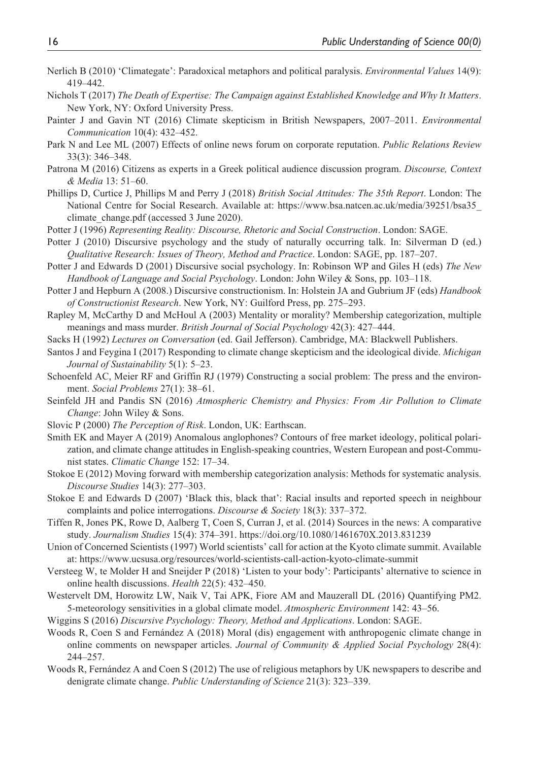Nerlich B (2010) 'Climategate': Paradoxical metaphors and political paralysis. *Environmental Values* 14(9): 419–442.

Nichols T (2017) *The Death of Expertise: The Campaign against Established Knowledge and Why It Matters*. New York, NY: Oxford University Press.

Painter J and Gavin NT (2016) Climate skepticism in British Newspapers, 2007–2011. *Environmental Communication* 10(4): 432–452.

Park N and Lee ML (2007) Effects of online news forum on corporate reputation. *Public Relations Review* 33(3): 346–348.

Patrona M (2016) Citizens as experts in a Greek political audience discussion program. *Discourse, Context & Media* 13: 51–60.

Phillips D, Curtice J, Phillips M and Perry J (2018) *British Social Attitudes: The 35th Report*. London: The National Centre for Social Research. Available at: https://www.bsa.natcen.ac.uk/media/39251/bsa35_climate_change.pdf (accessed 3 June 2020).

Potter J (1996) *Representing Reality: Discourse, Rhetoric and Social Construction*. London: SAGE.

Potter J (2010) Discursive psychology and the study of naturally occurring talk. In: Silverman D (ed.) *Qualitative Research: Issues of Theory, Method and Practice*. London: SAGE, pp. 187–207.

Potter J and Edwards D (2001) Discursive social psychology. In: Robinson WP and Giles H (eds) *The New Handbook of Language and Social Psychology*. London: John Wiley & Sons, pp. 103–118.

Potter J and Hepburn A (2008.) Discursive constructionism. In: Holstein JA and Gubrium JF (eds) *Handbook of Constructionist Research*. New York, NY: Guilford Press, pp. 275–293.

Rapley M, McCarthy D and McHoul A (2003) Mentality or morality? Membership categorization, multiple meanings and mass murder. *British Journal of Social Psychology* 42(3): 427–444.

Sacks H (1992) *Lectures on Conversation* (ed. Gail Jefferson). Cambridge, MA: Blackwell Publishers.

Santos J and Feygina I (2017) Responding to climate change skepticism and the ideological divide. *Michigan Journal of Sustainability* 5(1): 5–23.

Schoenfeld AC, Meier RF and Griffin RJ (1979) Constructing a social problem: The press and the environment. *Social Problems* 27(1): 38–61.

Seinfeld JH and Pandis SN (2016) *Atmospheric Chemistry and Physics: From Air Pollution to Climate Change*: John Wiley & Sons.

Slovic P (2000) *The Perception of Risk*. London, UK: Earthscan.

Smith EK and Mayer A (2019) Anomalous anglophones? Contours of free market ideology, political polarization, and climate change attitudes in English-speaking countries, Western European and post-Communist states. *Climatic Change* 152: 17–34.

Stokoe E (2012) Moving forward with membership categorization analysis: Methods for systematic analysis. *Discourse Studies* 14(3): 277–303.

Stokoe E and Edwards D (2007) 'Black this, black that': Racial insults and reported speech in neighbour complaints and police interrogations. *Discourse & Society* 18(3): 337–372.

Tiffen R, Jones PK, Rowe D, Aalberg T, Coen S, Curran J, et al. (2014) Sources in the news: A comparative study. *Journalism Studies* 15(4): 374–391. https://doi.org/10.1080/1461670X.2013.831239

Union of Concerned Scientists (1997) World scientists' call for action at the Kyoto climate summit. Available at: https://www.ucsusa.org/resources/world-scientists-call-action-kyoto-climate-summit

Versteeg W, te Molder H and Sneijder P (2018) 'Listen to your body': Participants' alternative to science in online health discussions. *Health* 22(5): 432–450.

Westervelt DM, Horowitz LW, Naik V, Tai APK, Fiore AM and Mauzerall DL (2016) Quantifying PM2. 5-meteorology sensitivities in a global climate model. *Atmospheric Environment* 142: 43–56.

Wiggins S (2016) *Discursive Psychology: Theory, Method and Applications*. London: SAGE.

Woods R, Coen S and Fernández A (2018) Moral (dis) engagement with anthropogenic climate change in online comments on newspaper articles. *Journal of Community & Applied Social Psychology* 28(4): 244–257.

Woods R, Fernández A and Coen S (2012) The use of religious metaphors by UK newspapers to describe and denigrate climate change. *Public Understanding of Science* 21(3): 323–339.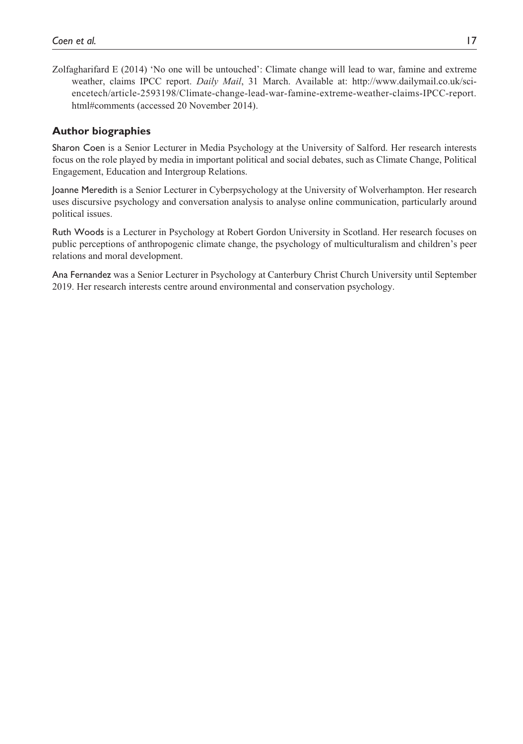Zolfagharifard E (2014) 'No one will be untouched': Climate change will lead to war, famine and extreme weather, claims IPCC report. *Daily Mail*, 31 March. Available at: http://www.dailymail.co.uk/sciencetech/article-2593198/Climate-change-lead-war-famine-extreme-weather-claims-IPCC-report.html#comments (accessed 20 November 2014).

## Author biographies

Sharon Coen is a Senior Lecturer in Media Psychology at the University of Salford. Her research interests focus on the role played by media in important political and social debates, such as Climate Change, Political Engagement, Education and Intergroup Relations.

Joanne Meredith is a Senior Lecturer in Cyberpsychology at the University of Wolverhampton. Her research uses discursive psychology and conversation analysis to analyse online communication, particularly around political issues.

Ruth Woods is a Lecturer in Psychology at Robert Gordon University in Scotland. Her research focuses on public perceptions of anthropogenic climate change, the psychology of multiculturalism and children's peer relations and moral development.

Ana Fernandez was a Senior Lecturer in Psychology at Canterbury Christ Church University until September 2019. Her research interests centre around environmental and conservation psychology.